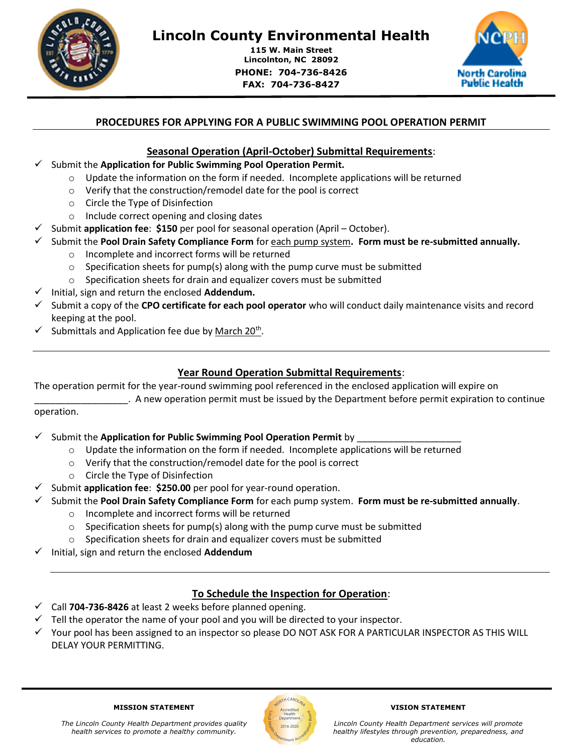# Lincoln County Environmental Health

**115 W. Main Street**
**Lincolnton, NC 28092**
**PHONE: 704-736-8426**
**FAX: 704-736-8427**

## PROCEDURES FOR APPLYING FOR A PUBLIC SWIMMING POOL OPERATION PERMIT

### Seasonal Operation (April-October) Submittal Requirements:

- ✓ Submit the **Application for Public Swimming Pool Operation Permit.**
  - Update the information on the form if needed. Incomplete applications will be returned
  - Verify that the construction/remodel date for the pool is correct
  - Circle the Type of Disinfection
  - Include correct opening and closing dates
- ✓ Submit **application fee**: **$150** per pool for seasonal operation (April – October).
- ✓ Submit the **Pool Drain Safety Compliance Form** for each pump system**. Form must be re-submitted annually.**
  - Incomplete and incorrect forms will be returned
  - Specification sheets for pump(s) along with the pump curve must be submitted
  - Specification sheets for drain and equalizer covers must be submitted
- ✓ Initial, sign and return the enclosed **Addendum.**
- ✓ Submit a copy of the **CPO certificate for each pool operator** who will conduct daily maintenance visits and record keeping at the pool.
- ✓ Submittals and Application fee due by March 20th.

---

### Year Round Operation Submittal Requirements:

The operation permit for the year-round swimming pool referenced in the enclosed application will expire on __________________. A new operation permit must be issued by the Department before permit expiration to continue operation.

- ✓ Submit the **Application for Public Swimming Pool Operation Permit** by ____________________
  - Update the information on the form if needed. Incomplete applications will be returned
  - Verify that the construction/remodel date for the pool is correct
  - Circle the Type of Disinfection
- ✓ Submit **application fee**: **$250.00** per pool for year-round operation.
- ✓ Submit the **Pool Drain Safety Compliance Form** for each pump system. **Form must be re-submitted annually**.
  - Incomplete and incorrect forms will be returned
  - Specification sheets for pump(s) along with the pump curve must be submitted
  - Specification sheets for drain and equalizer covers must be submitted
- ✓ Initial, sign and return the enclosed **Addendum**

---

### To Schedule the Inspection for Operation:

- ✓ Call **704-736-8426** at least 2 weeks before planned opening.
- ✓ Tell the operator the name of your pool and you will be directed to your inspector.
- ✓ Your pool has been assigned to an inspector so please DO NOT ASK FOR A PARTICULAR INSPECTOR AS THIS WILL DELAY YOUR PERMITTING.

---

**MISSION STATEMENT**

*The Lincoln County Health Department provides quality health services to promote a healthy community.*

**VISION STATEMENT**

*Lincoln County Health Department services will promote healthy lifestyles through prevention, preparedness, and education.*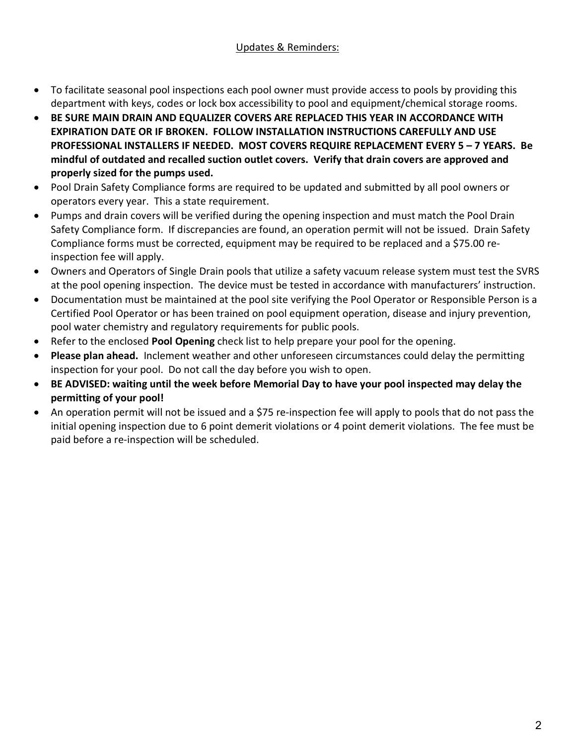## Updates & Reminders:

- To facilitate seasonal pool inspections each pool owner must provide access to pools by providing this department with keys, codes or lock box accessibility to pool and equipment/chemical storage rooms.
- **BE SURE MAIN DRAIN AND EQUALIZER COVERS ARE REPLACED THIS YEAR IN ACCORDANCE WITH EXPIRATION DATE OR IF BROKEN. FOLLOW INSTALLATION INSTRUCTIONS CAREFULLY AND USE PROFESSIONAL INSTALLERS IF NEEDED. MOST COVERS REQUIRE REPLACEMENT EVERY 5 – 7 YEARS. Be mindful of outdated and recalled suction outlet covers. Verify that drain covers are approved and properly sized for the pumps used.**
- Pool Drain Safety Compliance forms are required to be updated and submitted by all pool owners or operators every year. This a state requirement.
- Pumps and drain covers will be verified during the opening inspection and must match the Pool Drain Safety Compliance form. If discrepancies are found, an operation permit will not be issued. Drain Safety Compliance forms must be corrected, equipment may be required to be replaced and a $75.00 re-inspection fee will apply.
- Owners and Operators of Single Drain pools that utilize a safety vacuum release system must test the SVRS at the pool opening inspection. The device must be tested in accordance with manufacturers' instruction.
- Documentation must be maintained at the pool site verifying the Pool Operator or Responsible Person is a Certified Pool Operator or has been trained on pool equipment operation, disease and injury prevention, pool water chemistry and regulatory requirements for public pools.
- Refer to the enclosed **Pool Opening** check list to help prepare your pool for the opening.
- **Please plan ahead.** Inclement weather and other unforeseen circumstances could delay the permitting inspection for your pool. Do not call the day before you wish to open.
- **BE ADVISED: waiting until the week before Memorial Day to have your pool inspected may delay the permitting of your pool!**
- An operation permit will not be issued and a $75 re-inspection fee will apply to pools that do not pass the initial opening inspection due to 6 point demerit violations or 4 point demerit violations. The fee must be paid before a re-inspection will be scheduled.